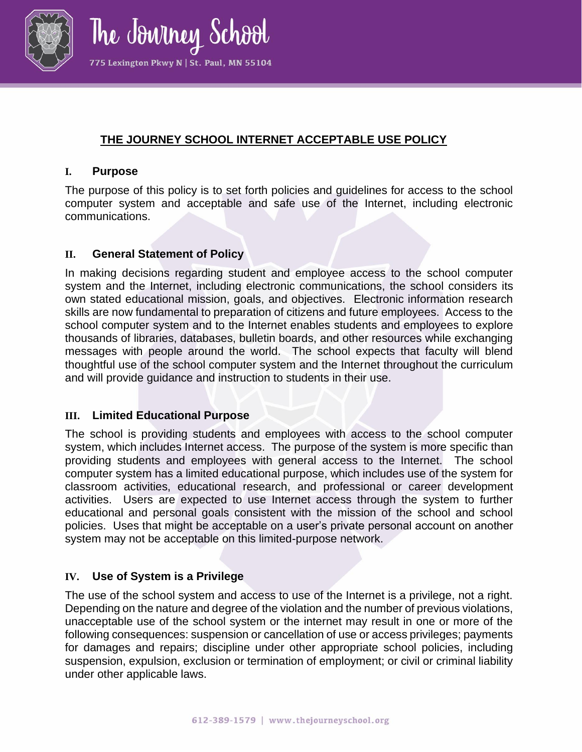# THE JOURNEY SCHOOL INTERNET ACCEPTABLE USE POLICY

## I. Purpose

The purpose of this policy is to set forth policies and guidelines for access to the school computer system and acceptable and safe use of the Internet, including electronic communications.

## II. General Statement of Policy

In making decisions regarding student and employee access to the school computer system and the Internet, including electronic communications, the school considers its own stated educational mission, goals, and objectives. Electronic information research skills are now fundamental to preparation of citizens and future employees. Access to the school computer system and to the Internet enables students and employees to explore thousands of libraries, databases, bulletin boards, and other resources while exchanging messages with people around the world. The school expects that faculty will blend thoughtful use of the school computer system and the Internet throughout the curriculum and will provide guidance and instruction to students in their use.

## III. Limited Educational Purpose

The school is providing students and employees with access to the school computer system, which includes Internet access. The purpose of the system is more specific than providing students and employees with general access to the Internet. The school computer system has a limited educational purpose, which includes use of the system for classroom activities, educational research, and professional or career development activities. Users are expected to use Internet access through the system to further educational and personal goals consistent with the mission of the school and school policies. Uses that might be acceptable on a user's private personal account on another system may not be acceptable on this limited-purpose network.

## IV. Use of System is a Privilege

The use of the school system and access to use of the Internet is a privilege, not a right. Depending on the nature and degree of the violation and the number of previous violations, unacceptable use of the school system or the internet may result in one or more of the following consequences: suspension or cancellation of use or access privileges; payments for damages and repairs; discipline under other appropriate school policies, including suspension, expulsion, exclusion or termination of employment; or civil or criminal liability under other applicable laws.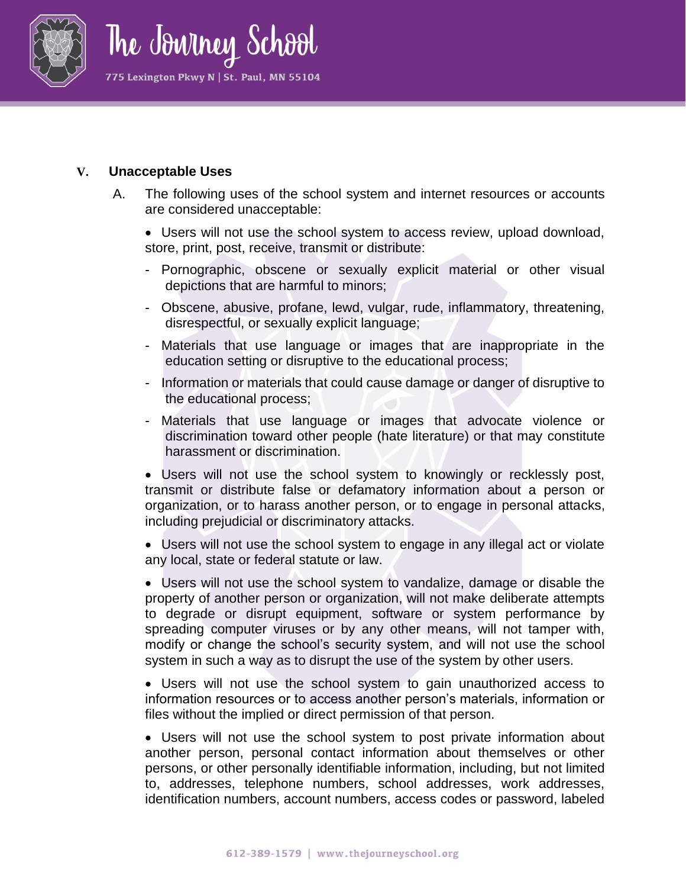## V. Unacceptable Uses

A. The following uses of the school system and internet resources or accounts are considered unacceptable:

- Users will not use the school system to access review, upload download, store, print, post, receive, transmit or distribute:
  - Pornographic, obscene or sexually explicit material or other visual depictions that are harmful to minors;
  - Obscene, abusive, profane, lewd, vulgar, rude, inflammatory, threatening, disrespectful, or sexually explicit language;
  - Materials that use language or images that are inappropriate in the education setting or disruptive to the educational process;
  - Information or materials that could cause damage or danger of disruptive to the educational process;
  - Materials that use language or images that advocate violence or discrimination toward other people (hate literature) or that may constitute harassment or discrimination.
- Users will not use the school system to knowingly or recklessly post, transmit or distribute false or defamatory information about a person or organization, or to harass another person, or to engage in personal attacks, including prejudicial or discriminatory attacks.
- Users will not use the school system to engage in any illegal act or violate any local, state or federal statute or law.
- Users will not use the school system to vandalize, damage or disable the property of another person or organization, will not make deliberate attempts to degrade or disrupt equipment, software or system performance by spreading computer viruses or by any other means, will not tamper with, modify or change the school's security system, and will not use the school system in such a way as to disrupt the use of the system by other users.
- Users will not use the school system to gain unauthorized access to information resources or to access another person's materials, information or files without the implied or direct permission of that person.
- Users will not use the school system to post private information about another person, personal contact information about themselves or other persons, or other personally identifiable information, including, but not limited to, addresses, telephone numbers, school addresses, work addresses, identification numbers, account numbers, access codes or password, labeled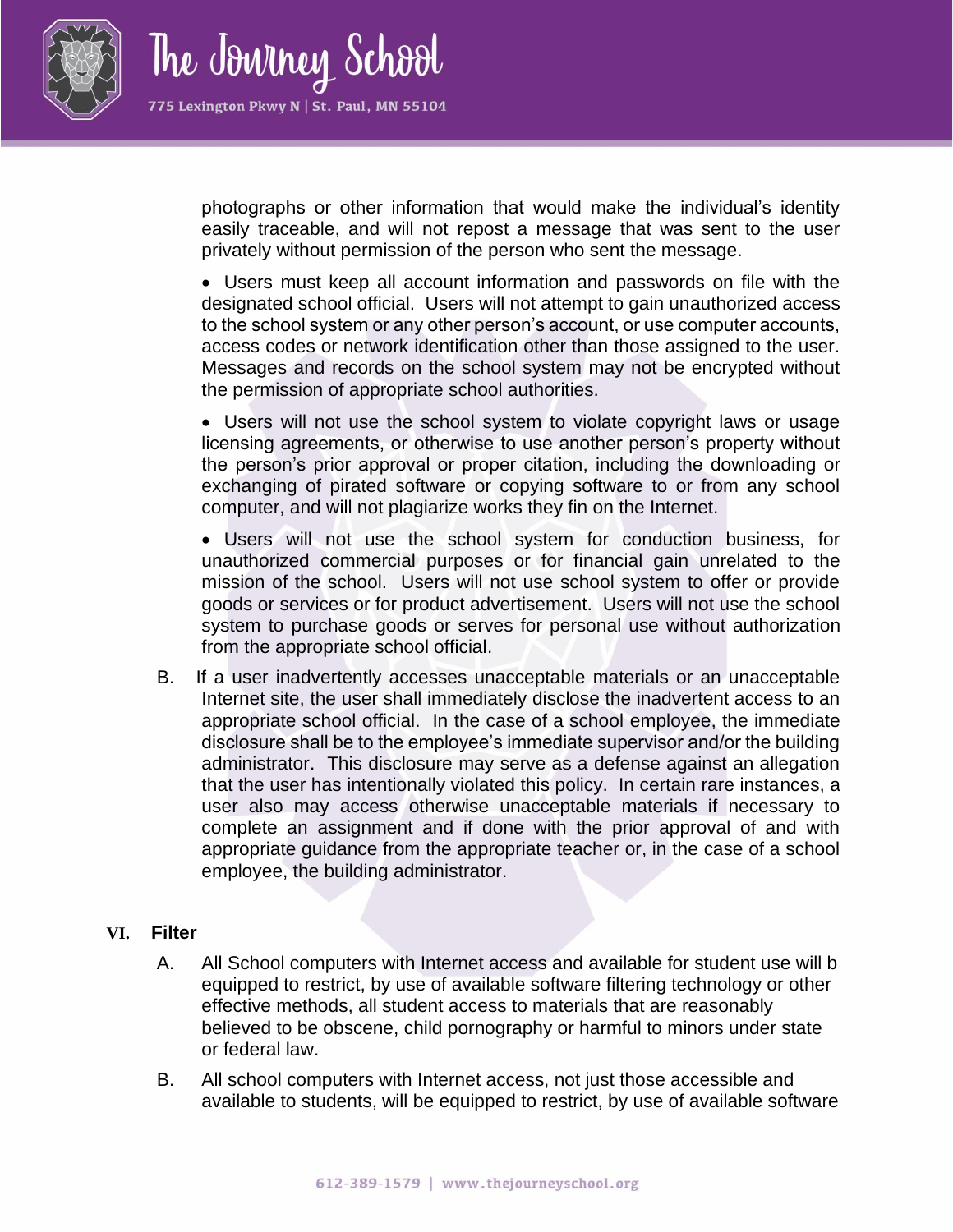photographs or other information that would make the individual's identity easily traceable, and will not repost a message that was sent to the user privately without permission of the person who sent the message.

- Users must keep all account information and passwords on file with the designated school official. Users will not attempt to gain unauthorized access to the school system or any other person's account, or use computer accounts, access codes or network identification other than those assigned to the user. Messages and records on the school system may not be encrypted without the permission of appropriate school authorities.

- Users will not use the school system to violate copyright laws or usage licensing agreements, or otherwise to use another person's property without the person's prior approval or proper citation, including the downloading or exchanging of pirated software or copying software to or from any school computer, and will not plagiarize works they fin on the Internet.

- Users will not use the school system for conduction business, for unauthorized commercial purposes or for financial gain unrelated to the mission of the school. Users will not use school system to offer or provide goods or services or for product advertisement. Users will not use the school system to purchase goods or serves for personal use without authorization from the appropriate school official.

B. If a user inadvertently accesses unacceptable materials or an unacceptable Internet site, the user shall immediately disclose the inadvertent access to an appropriate school official. In the case of a school employee, the immediate disclosure shall be to the employee's immediate supervisor and/or the building administrator. This disclosure may serve as a defense against an allegation that the user has intentionally violated this policy. In certain rare instances, a user also may access otherwise unacceptable materials if necessary to complete an assignment and if done with the prior approval of and with appropriate guidance from the appropriate teacher or, in the case of a school employee, the building administrator.

## VI. Filter

A. All School computers with Internet access and available for student use will b equipped to restrict, by use of available software filtering technology or other effective methods, all student access to materials that are reasonably believed to be obscene, child pornography or harmful to minors under state or federal law.

B. All school computers with Internet access, not just those accessible and available to students, will be equipped to restrict, by use of available software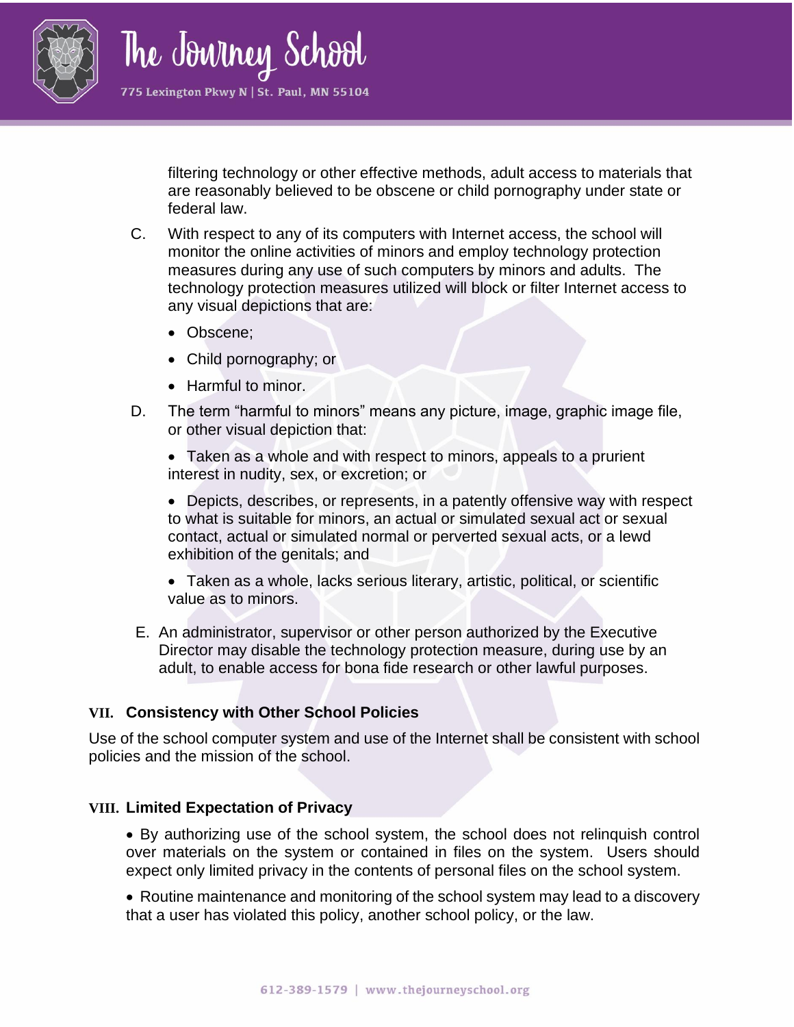filtering technology or other effective methods, adult access to materials that are reasonably believed to be obscene or child pornography under state or federal law.

C. With respect to any of its computers with Internet access, the school will monitor the online activities of minors and employ technology protection measures during any use of such computers by minors and adults. The technology protection measures utilized will block or filter Internet access to any visual depictions that are:

- Obscene;
- Child pornography; or
- Harmful to minor.

D. The term "harmful to minors" means any picture, image, graphic image file, or other visual depiction that:

- Taken as a whole and with respect to minors, appeals to a prurient interest in nudity, sex, or excretion; or
- Depicts, describes, or represents, in a patently offensive way with respect to what is suitable for minors, an actual or simulated sexual act or sexual contact, actual or simulated normal or perverted sexual acts, or a lewd exhibition of the genitals; and
- Taken as a whole, lacks serious literary, artistic, political, or scientific value as to minors.

E. An administrator, supervisor or other person authorized by the Executive Director may disable the technology protection measure, during use by an adult, to enable access for bona fide research or other lawful purposes.

## VII. Consistency with Other School Policies

Use of the school computer system and use of the Internet shall be consistent with school policies and the mission of the school.

## VIII. Limited Expectation of Privacy

- By authorizing use of the school system, the school does not relinquish control over materials on the system or contained in files on the system. Users should expect only limited privacy in the contents of personal files on the school system.
- Routine maintenance and monitoring of the school system may lead to a discovery that a user has violated this policy, another school policy, or the law.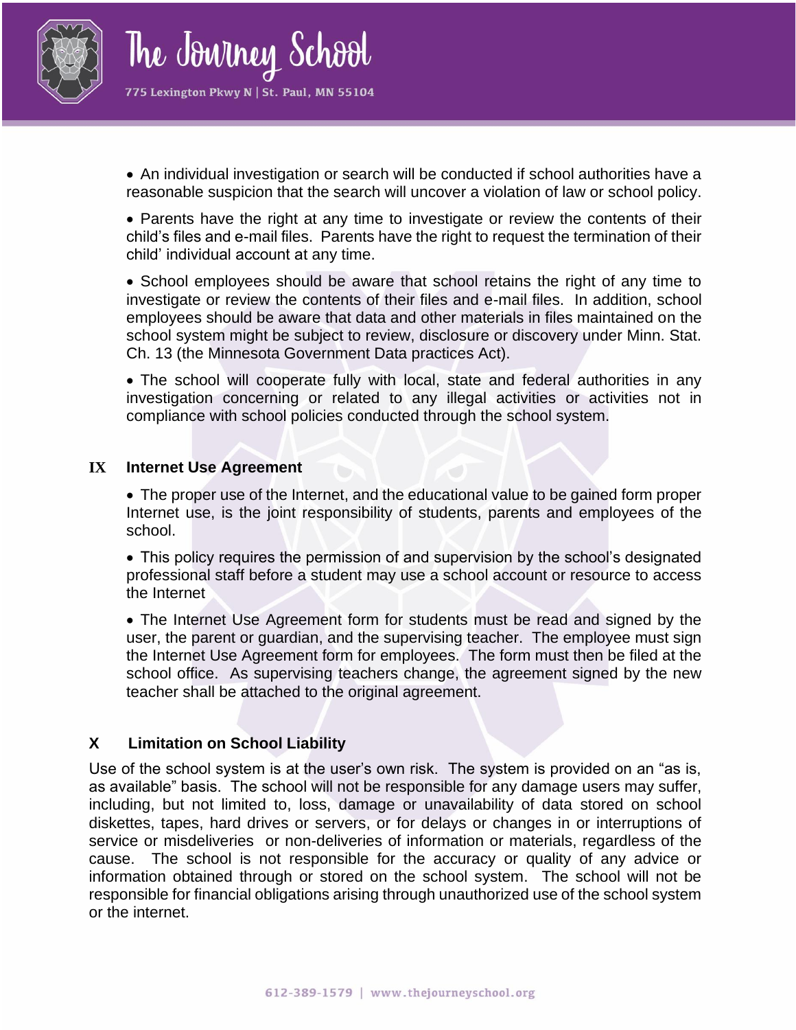- An individual investigation or search will be conducted if school authorities have a reasonable suspicion that the search will uncover a violation of law or school policy.

- Parents have the right at any time to investigate or review the contents of their child's files and e-mail files. Parents have the right to request the termination of their child' individual account at any time.

- School employees should be aware that school retains the right of any time to investigate or review the contents of their files and e-mail files. In addition, school employees should be aware that data and other materials in files maintained on the school system might be subject to review, disclosure or discovery under Minn. Stat. Ch. 13 (the Minnesota Government Data practices Act).

- The school will cooperate fully with local, state and federal authorities in any investigation concerning or related to any illegal activities or activities not in compliance with school policies conducted through the school system.

## IX Internet Use Agreement

- The proper use of the Internet, and the educational value to be gained form proper Internet use, is the joint responsibility of students, parents and employees of the school.

- This policy requires the permission of and supervision by the school's designated professional staff before a student may use a school account or resource to access the Internet

- The Internet Use Agreement form for students must be read and signed by the user, the parent or guardian, and the supervising teacher. The employee must sign the Internet Use Agreement form for employees. The form must then be filed at the school office. As supervising teachers change, the agreement signed by the new teacher shall be attached to the original agreement.

## X Limitation on School Liability

Use of the school system is at the user's own risk. The system is provided on an "as is, as available" basis. The school will not be responsible for any damage users may suffer, including, but not limited to, loss, damage or unavailability of data stored on school diskettes, tapes, hard drives or servers, or for delays or changes in or interruptions of service or misdeliveries or non-deliveries of information or materials, regardless of the cause. The school is not responsible for the accuracy or quality of any advice or information obtained through or stored on the school system. The school will not be responsible for financial obligations arising through unauthorized use of the school system or the internet.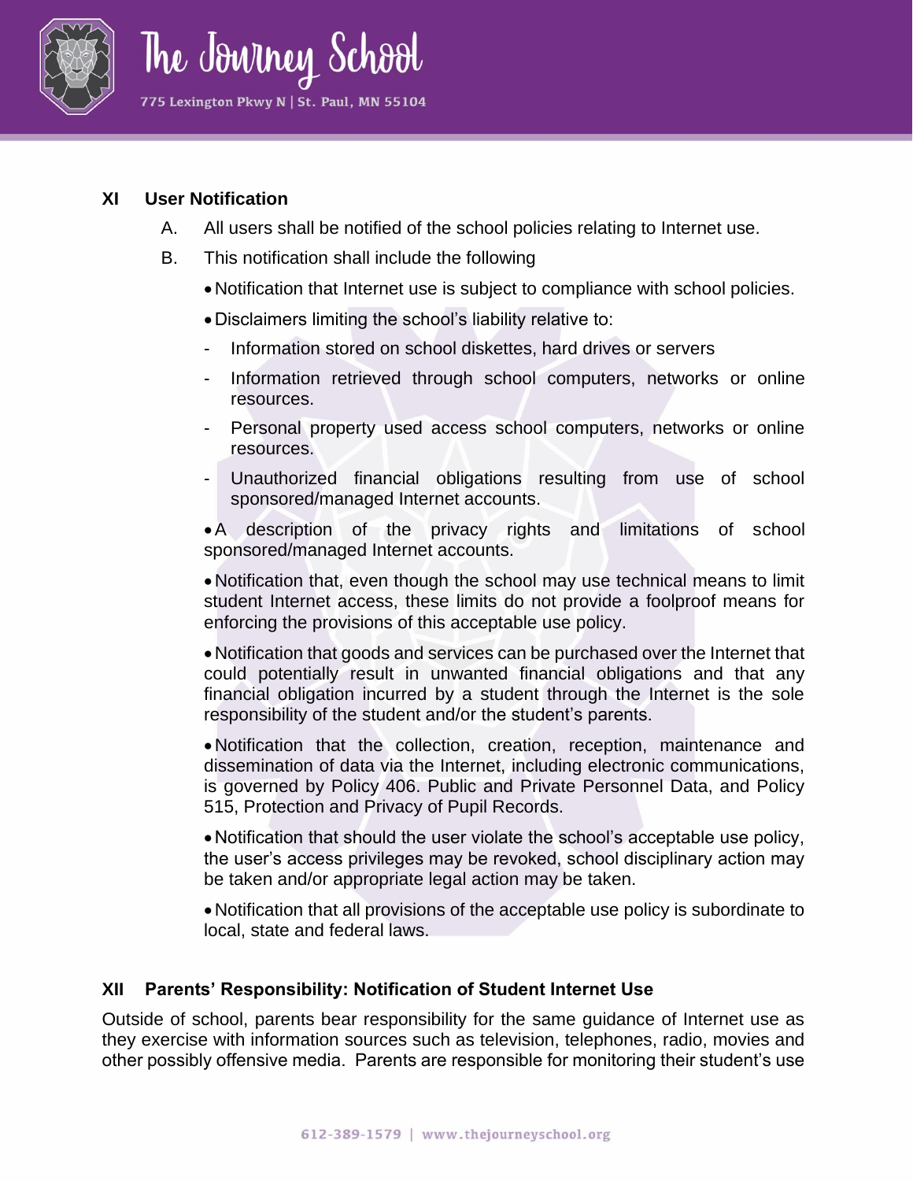## XI User Notification

A. All users shall be notified of the school policies relating to Internet use.

B. This notification shall include the following

- Notification that Internet use is subject to compliance with school policies.
- Disclaimers limiting the school's liability relative to:
  - Information stored on school diskettes, hard drives or servers
  - Information retrieved through school computers, networks or online resources.
  - Personal property used access school computers, networks or online resources.
  - Unauthorized financial obligations resulting from use of school sponsored/managed Internet accounts.
- A description of the privacy rights and limitations of school sponsored/managed Internet accounts.
- Notification that, even though the school may use technical means to limit student Internet access, these limits do not provide a foolproof means for enforcing the provisions of this acceptable use policy.
- Notification that goods and services can be purchased over the Internet that could potentially result in unwanted financial obligations and that any financial obligation incurred by a student through the Internet is the sole responsibility of the student and/or the student's parents.
- Notification that the collection, creation, reception, maintenance and dissemination of data via the Internet, including electronic communications, is governed by Policy 406. Public and Private Personnel Data, and Policy 515, Protection and Privacy of Pupil Records.
- Notification that should the user violate the school's acceptable use policy, the user's access privileges may be revoked, school disciplinary action may be taken and/or appropriate legal action may be taken.
- Notification that all provisions of the acceptable use policy is subordinate to local, state and federal laws.

## XII Parents' Responsibility: Notification of Student Internet Use

Outside of school, parents bear responsibility for the same guidance of Internet use as they exercise with information sources such as television, telephones, radio, movies and other possibly offensive media. Parents are responsible for monitoring their student's use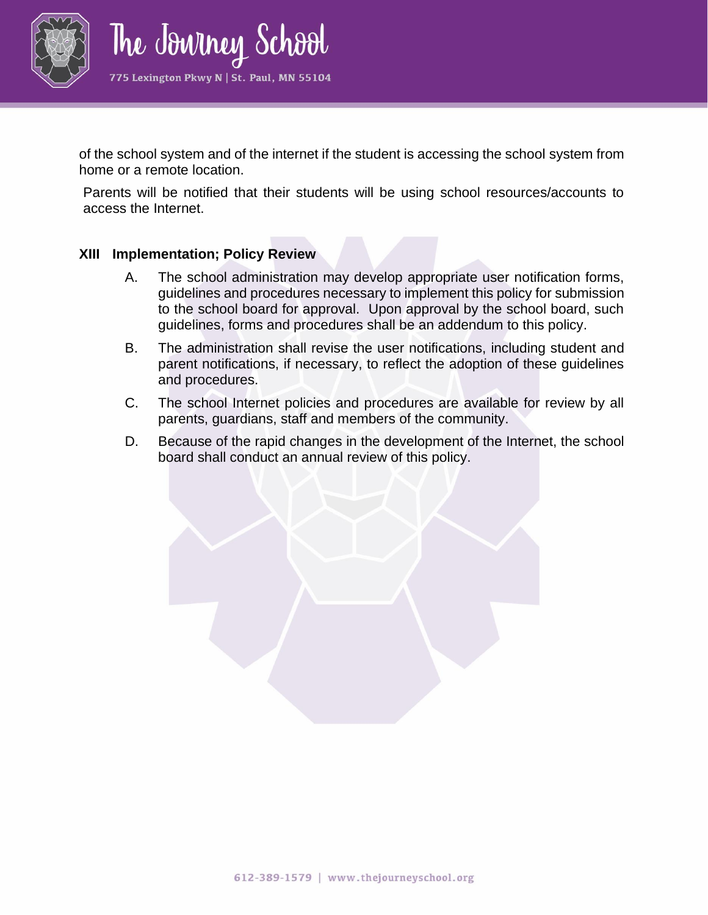of the school system and of the internet if the student is accessing the school system from home or a remote location.

Parents will be notified that their students will be using school resources/accounts to access the Internet.

**XIII Implementation; Policy Review**

A. The school administration may develop appropriate user notification forms, guidelines and procedures necessary to implement this policy for submission to the school board for approval. Upon approval by the school board, such guidelines, forms and procedures shall be an addendum to this policy.

B. The administration shall revise the user notifications, including student and parent notifications, if necessary, to reflect the adoption of these guidelines and procedures.

C. The school Internet policies and procedures are available for review by all parents, guardians, staff and members of the community.

D. Because of the rapid changes in the development of the Internet, the school board shall conduct an annual review of this policy.